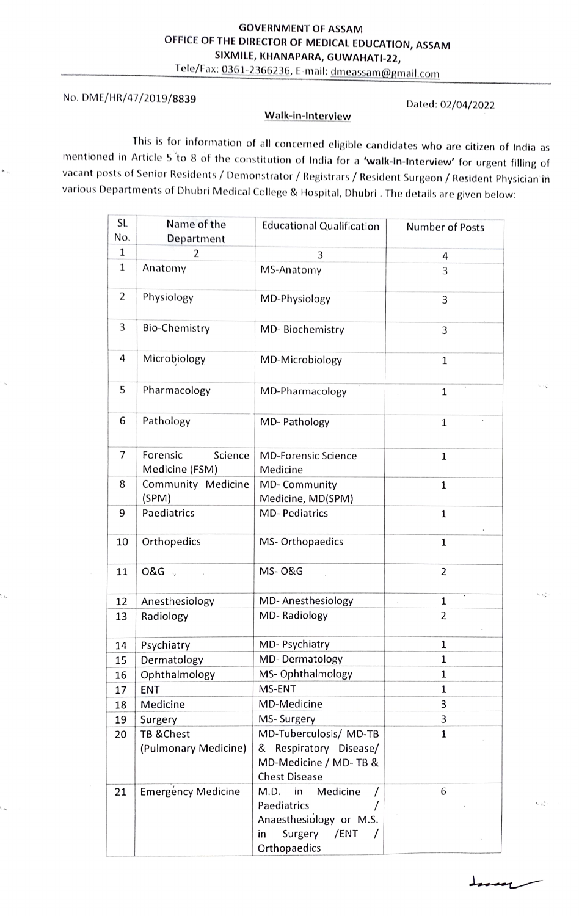**GOVERNMENT OF ASSAM**
**OFFICE OF THE DIRECTOR OF MEDICAL EDUCATION, ASSAM**
**SIXMILE, KHANAPARA, GUWAHATI-22,**
Tele/Fax: 0361-2366236, E-mail: dmeassam@gmail.com

No. DME/HR/47/2019/**8839** Dated: 02/04/2022

**Walk-in-Interview**

This is for information of all concerned eligible candidates who are citizen of India as mentioned in Article 5 to 8 of the constitution of India for a **'walk-in-Interview'** for urgent filling of vacant posts of Senior Residents / Demonstrator / Registrars / Resident Surgeon / Resident Physician in various Departments of Dhubri Medical College & Hospital, Dhubri . The details are given below:

| SL No. | Name of the Department | Educational Qualification | Number of Posts |
|---|---|---|---|
| 1 | 2 | 3 | 4 |
| 1 | Anatomy | MS-Anatomy | 3 |
| 2 | Physiology | MD-Physiology | 3 |
| 3 | Bio-Chemistry | MD- Biochemistry | 3 |
| 4 | Microbiology | MD-Microbiology | 1 |
| 5 | Pharmacology | MD-Pharmacology | 1 |
| 6 | Pathology | MD- Pathology | 1 |
| 7 | Forensic Science Medicine (FSM) | MD-Forensic Science Medicine | 1 |
| 8 | Community Medicine (SPM) | MD- Community Medicine, MD(SPM) | 1 |
| 9 | Paediatrics | MD- Pediatrics | 1 |
| 10 | Orthopedics | MS- Orthopaedics | 1 |
| 11 | O&G | MS- O&G | 2 |
| 12 | Anesthesiology | MD- Anesthesiology | 1 |
| 13 | Radiology | MD- Radiology | 2 |
| 14 | Psychiatry | MD- Psychiatry | 1 |
| 15 | Dermatology | MD- Dermatology | 1 |
| 16 | Ophthalmology | MS- Ophthalmology | 1 |
| 17 | ENT | MS-ENT | 1 |
| 18 | Medicine | MD-Medicine | 3 |
| 19 | Surgery | MS- Surgery | 3 |
| 20 | TB &Chest (Pulmonary Medicine) | MD-Tuberculosis/ MD-TB & Respiratory Disease/ MD-Medicine / MD- TB & Chest Disease | 1 |
| 21 | Emergency Medicine | M.D. in Medicine / Paediatrics / Anaesthesiology or M.S. in Surgery /ENT / Orthopaedics | 6 |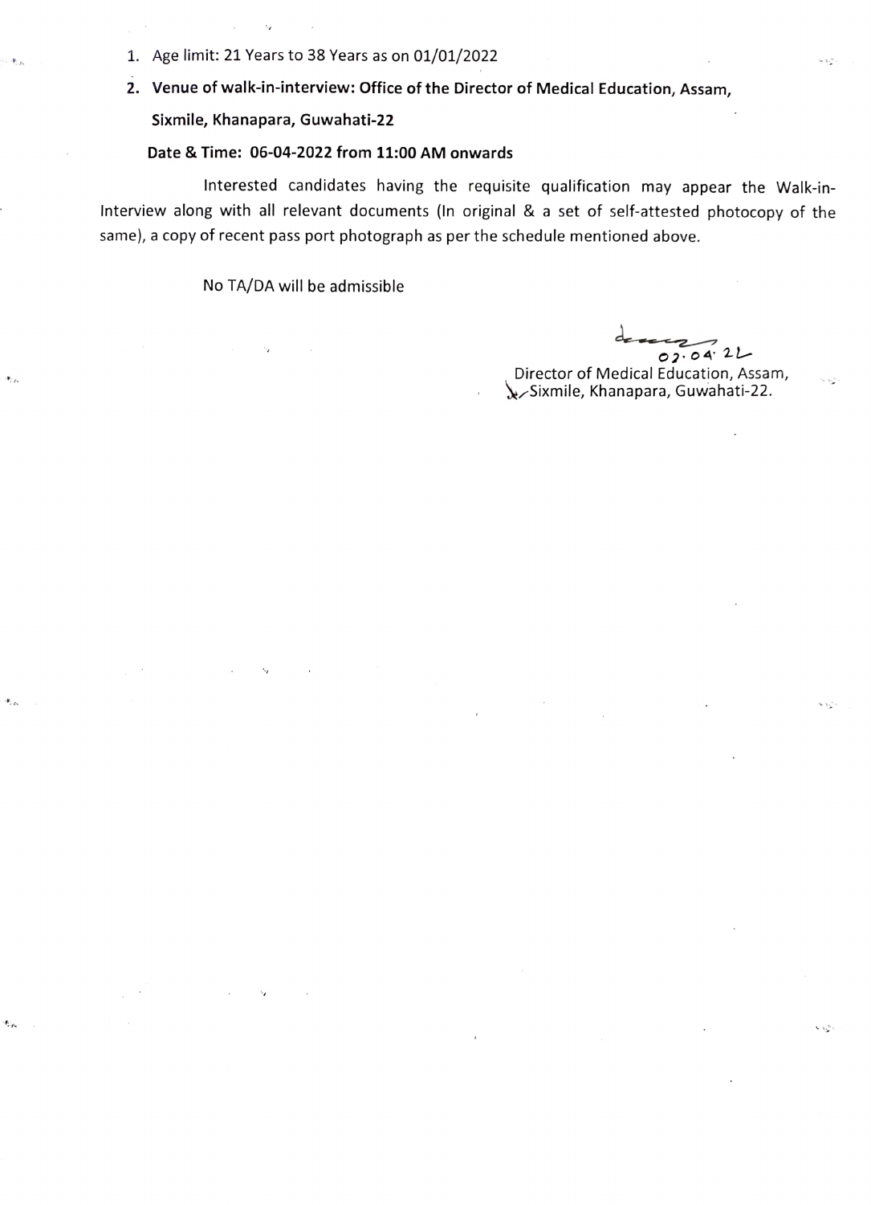1. Age limit: 21 Years to 38 Years as on 01/01/2022
2. **Venue of walk-in-interview: Office of the Director of Medical Education, Assam, Sixmile, Khanapara, Guwahati-22**

**Date & Time: 06-04-2022 from 11:00 AM onwards**

Interested candidates having the requisite qualification may appear the Walk-in-Interview along with all relevant documents (In original & a set of self-attested photocopy of the same), a copy of recent pass port photograph as per the schedule mentioned above.

No TA/DA will be admissible

02.04.22

Director of Medical Education, Assam,
Sixmile, Khanapara, Guwahati-22.